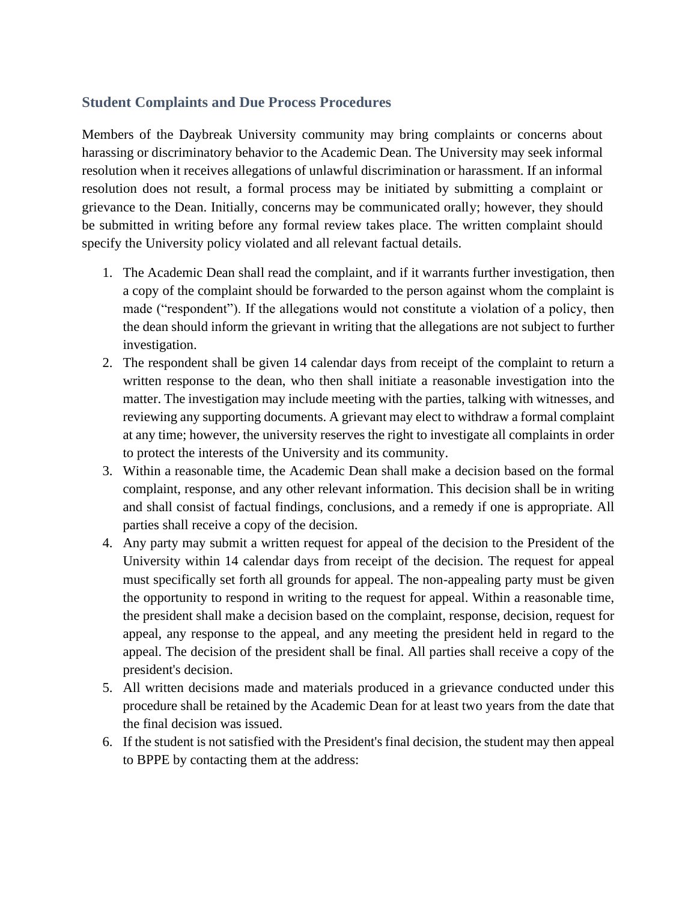## Student Complaints and Due Process Procedures

Members of the Daybreak University community may bring complaints or concerns about harassing or discriminatory behavior to the Academic Dean. The University may seek informal resolution when it receives allegations of unlawful discrimination or harassment. If an informal resolution does not result, a formal process may be initiated by submitting a complaint or grievance to the Dean. Initially, concerns may be communicated orally; however, they should be submitted in writing before any formal review takes place. The written complaint should specify the University policy violated and all relevant factual details.

1. The Academic Dean shall read the complaint, and if it warrants further investigation, then a copy of the complaint should be forwarded to the person against whom the complaint is made ("respondent"). If the allegations would not constitute a violation of a policy, then the dean should inform the grievant in writing that the allegations are not subject to further investigation.
2. The respondent shall be given 14 calendar days from receipt of the complaint to return a written response to the dean, who then shall initiate a reasonable investigation into the matter. The investigation may include meeting with the parties, talking with witnesses, and reviewing any supporting documents. A grievant may elect to withdraw a formal complaint at any time; however, the university reserves the right to investigate all complaints in order to protect the interests of the University and its community.
3. Within a reasonable time, the Academic Dean shall make a decision based on the formal complaint, response, and any other relevant information. This decision shall be in writing and shall consist of factual findings, conclusions, and a remedy if one is appropriate. All parties shall receive a copy of the decision.
4. Any party may submit a written request for appeal of the decision to the President of the University within 14 calendar days from receipt of the decision. The request for appeal must specifically set forth all grounds for appeal. The non-appealing party must be given the opportunity to respond in writing to the request for appeal. Within a reasonable time, the president shall make a decision based on the complaint, response, decision, request for appeal, any response to the appeal, and any meeting the president held in regard to the appeal. The decision of the president shall be final. All parties shall receive a copy of the president's decision.
5. All written decisions made and materials produced in a grievance conducted under this procedure shall be retained by the Academic Dean for at least two years from the date that the final decision was issued.
6. If the student is not satisfied with the President's final decision, the student may then appeal to BPPE by contacting them at the address: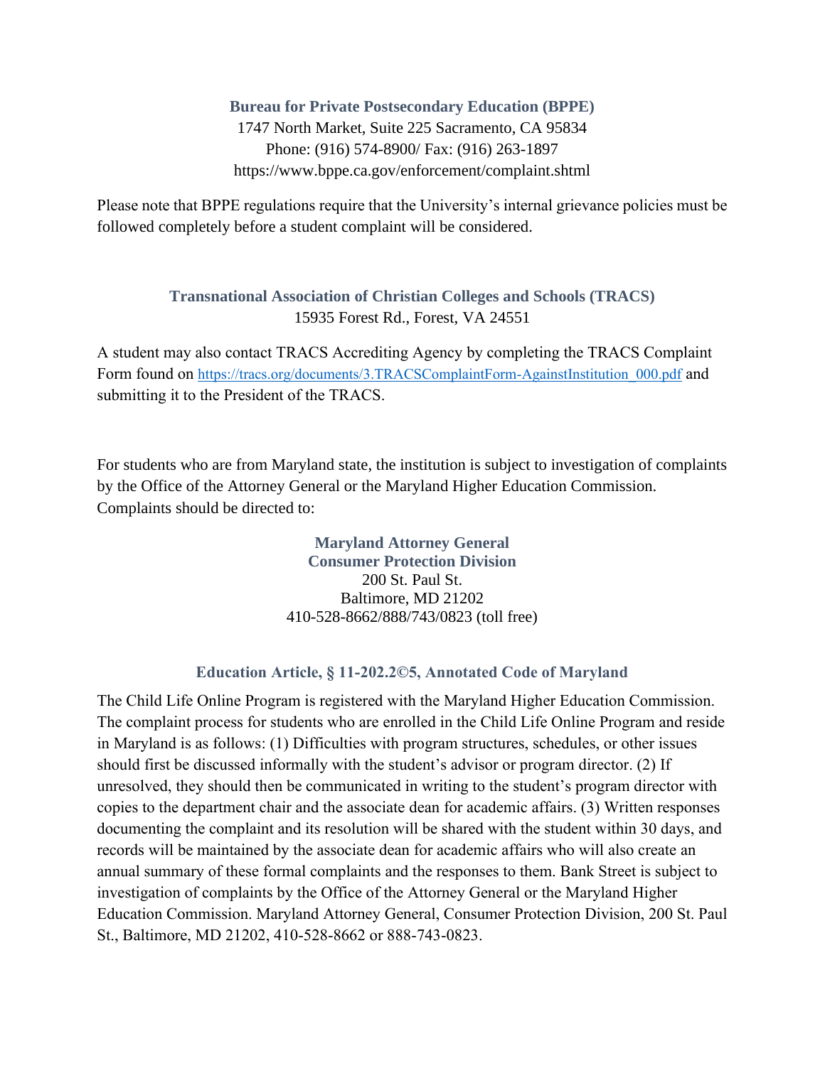**Bureau for Private Postsecondary Education (BPPE)**
1747 North Market, Suite 225 Sacramento, CA 95834
Phone: (916) 574-8900/ Fax: (916) 263-1897
https://www.bppe.ca.gov/enforcement/complaint.shtml

Please note that BPPE regulations require that the University's internal grievance policies must be followed completely before a student complaint will be considered.

**Transnational Association of Christian Colleges and Schools (TRACS)**
15935 Forest Rd., Forest, VA 24551

A student may also contact TRACS Accrediting Agency by completing the TRACS Complaint Form found on https://tracs.org/documents/3.TRACSComplaintForm-AgainstInstitution_000.pdf and submitting it to the President of the TRACS.

For students who are from Maryland state, the institution is subject to investigation of complaints by the Office of the Attorney General or the Maryland Higher Education Commission. Complaints should be directed to:

**Maryland Attorney General**
**Consumer Protection Division**
200 St. Paul St.
Baltimore, MD 21202
410-528-8662/888/743/0823 (toll free)

**Education Article, § 11-202.2©5, Annotated Code of Maryland**

The Child Life Online Program is registered with the Maryland Higher Education Commission. The complaint process for students who are enrolled in the Child Life Online Program and reside in Maryland is as follows: (1) Difficulties with program structures, schedules, or other issues should first be discussed informally with the student's advisor or program director. (2) If unresolved, they should then be communicated in writing to the student's program director with copies to the department chair and the associate dean for academic affairs. (3) Written responses documenting the complaint and its resolution will be shared with the student within 30 days, and records will be maintained by the associate dean for academic affairs who will also create an annual summary of these formal complaints and the responses to them. Bank Street is subject to investigation of complaints by the Office of the Attorney General or the Maryland Higher Education Commission. Maryland Attorney General, Consumer Protection Division, 200 St. Paul St., Baltimore, MD 21202, 410-528-8662 or 888-743-0823.